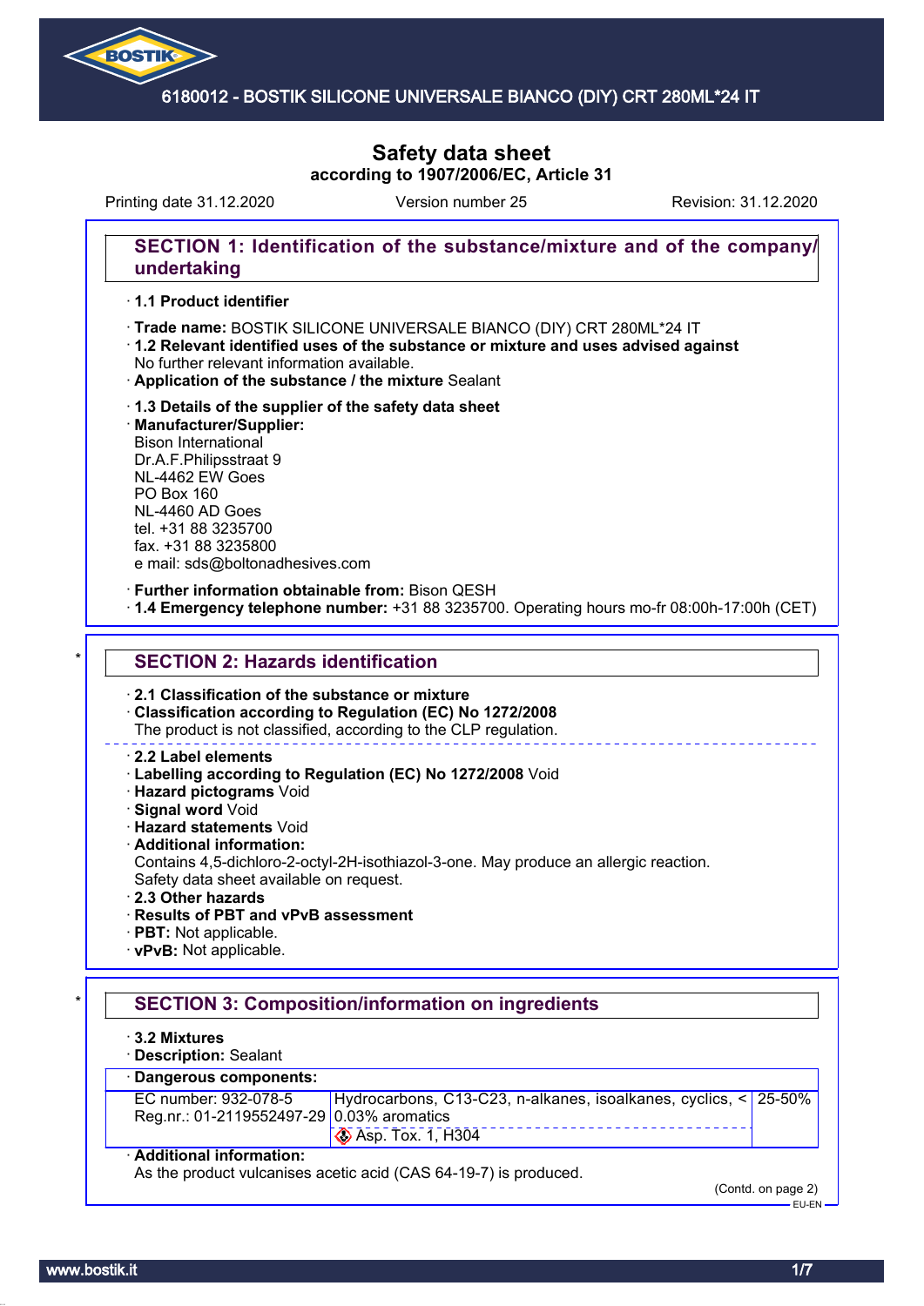# 6180012 - BOSTIK SILICONE UNIVERSALE BIANCO (DIY) CRT 280ML*24 IT

## Safety data sheet
### according to 1907/2006/EC, Article 31

Printing date 31.12.2020 | Version number 25 | Revision: 31.12.2020

## SECTION 1: Identification of the substance/mixture and of the company/undertaking

· **1.1 Product identifier**

· **Trade name:** BOSTIK SILICONE UNIVERSALE BIANCO (DIY) CRT 280ML*24 IT

· **1.2 Relevant identified uses of the substance or mixture and uses advised against**
No further relevant information available.

· **Application of the substance / the mixture** Sealant

· **1.3 Details of the supplier of the safety data sheet**

· **Manufacturer/Supplier:**
Bison International
Dr.A.F.Philipsstraat 9
NL-4462 EW Goes
PO Box 160
NL-4460 AD Goes
tel. +31 88 3235700
fax. +31 88 3235800
e mail: sds@boltonadhesives.com

· **Further information obtainable from:** Bison QESH

· **1.4 Emergency telephone number:** +31 88 3235700. Operating hours mo-fr 08:00h-17:00h (CET)

## * SECTION 2: Hazards identification

· **2.1 Classification of the substance or mixture**

· **Classification according to Regulation (EC) No 1272/2008**
The product is not classified, according to the CLP regulation.

· **2.2 Label elements**

· **Labelling according to Regulation (EC) No 1272/2008** Void

· **Hazard pictograms** Void

· **Signal word** Void

· **Hazard statements** Void

· **Additional information:**
Contains 4,5-dichloro-2-octyl-2H-isothiazol-3-one. May produce an allergic reaction.
Safety data sheet available on request.

· **2.3 Other hazards**

· **Results of PBT and vPvB assessment**

· **PBT:** Not applicable.

· **vPvB:** Not applicable.

## * SECTION 3: Composition/information on ingredients

· **3.2 Mixtures**

· **Description:** Sealant

· **Dangerous components:**

| | | |
|---|---|---|
| EC number: 932-078-5<br>Reg.nr.: 01-2119552497-29 | Hydrocarbons, C13-C23, n-alkanes, isoalkanes, cyclics, < 0.03% aromatics<br>Asp. Tox. 1, H304 | 25-50% |

· **Additional information:**
As the product vulcanises acetic acid (CAS 64-19-7) is produced.

(Contd. on page 2)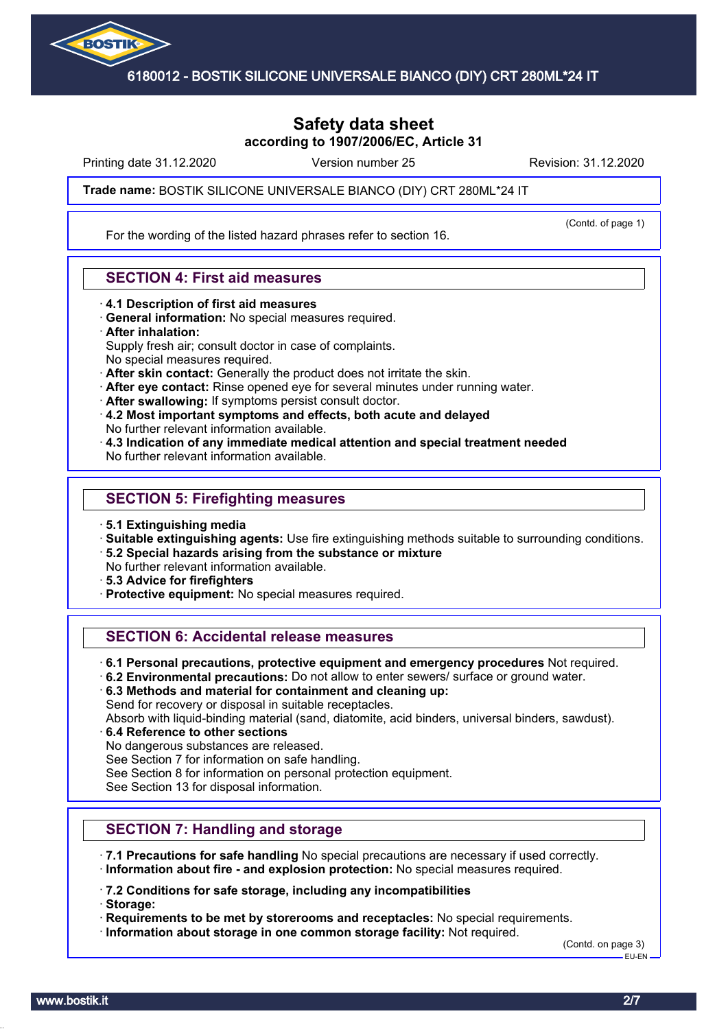# Safety data sheet

**according to 1907/2006/EC, Article 31**

Printing date 31.12.2020    Version number 25    Revision: 31.12.2020

**Trade name:** BOSTIK SILICONE UNIVERSALE BIANCO (DIY) CRT 280ML*24 IT

(Contd. of page 1)

For the wording of the listed hazard phrases refer to section 16.

## SECTION 4: First aid measures

- **4.1 Description of first aid measures**
- **General information:** No special measures required.
- **After inhalation:**
  Supply fresh air; consult doctor in case of complaints.
  No special measures required.
- **After skin contact:** Generally the product does not irritate the skin.
- **After eye contact:** Rinse opened eye for several minutes under running water.
- **After swallowing:** If symptoms persist consult doctor.
- **4.2 Most important symptoms and effects, both acute and delayed**
  No further relevant information available.
- **4.3 Indication of any immediate medical attention and special treatment needed**
  No further relevant information available.

## SECTION 5: Firefighting measures

- **5.1 Extinguishing media**
- **Suitable extinguishing agents:** Use fire extinguishing methods suitable to surrounding conditions.
- **5.2 Special hazards arising from the substance or mixture**
  No further relevant information available.
- **5.3 Advice for firefighters**
- **Protective equipment:** No special measures required.

## SECTION 6: Accidental release measures

- **6.1 Personal precautions, protective equipment and emergency procedures** Not required.
- **6.2 Environmental precautions:** Do not allow to enter sewers/ surface or ground water.
- **6.3 Methods and material for containment and cleaning up:**
  Send for recovery or disposal in suitable receptacles.
  Absorb with liquid-binding material (sand, diatomite, acid binders, universal binders, sawdust).
- **6.4 Reference to other sections**
  No dangerous substances are released.
  See Section 7 for information on safe handling.
  See Section 8 for information on personal protection equipment.
  See Section 13 for disposal information.

## SECTION 7: Handling and storage

- **7.1 Precautions for safe handling** No special precautions are necessary if used correctly.
- **Information about fire - and explosion protection:** No special measures required.
- **7.2 Conditions for safe storage, including any incompatibilities**
- **Storage:**
- **Requirements to be met by storerooms and receptacles:** No special requirements.
- **Information about storage in one common storage facility:** Not required.

(Contd. on page 3)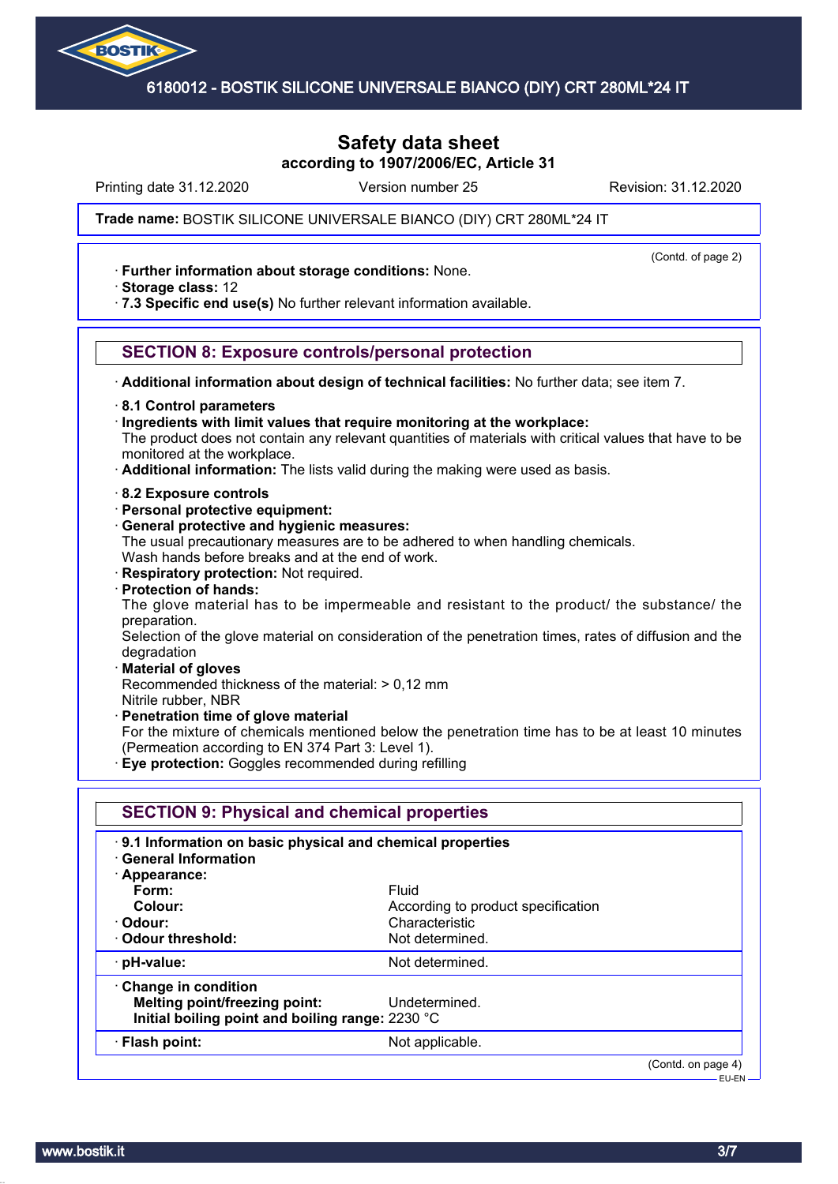# Safety data sheet

**according to 1907/2006/EC, Article 31**

Printing date 31.12.2020 | Version number 25 | Revision: 31.12.2020

**Trade name:** BOSTIK SILICONE UNIVERSALE BIANCO (DIY) CRT 280ML*24 IT

(Contd. of page 2)

- **Further information about storage conditions:** None.
- **Storage class:** 12
- **7.3 Specific end use(s)** No further relevant information available.

## SECTION 8: Exposure controls/personal protection

- **Additional information about design of technical facilities:** No further data; see item 7.
- **8.1 Control parameters**
- **Ingredients with limit values that require monitoring at the workplace:**
  The product does not contain any relevant quantities of materials with critical values that have to be monitored at the workplace.
- **Additional information:** The lists valid during the making were used as basis.
- **8.2 Exposure controls**
- **Personal protective equipment:**
- **General protective and hygienic measures:**
  The usual precautionary measures are to be adhered to when handling chemicals.
  Wash hands before breaks and at the end of work.
- **Respiratory protection:** Not required.
- **Protection of hands:**
  The glove material has to be impermeable and resistant to the product/ the substance/ the preparation.
  Selection of the glove material on consideration of the penetration times, rates of diffusion and the degradation
- **Material of gloves**
  Recommended thickness of the material: > 0,12 mm
  Nitrile rubber, NBR
- **Penetration time of glove material**
  For the mixture of chemicals mentioned below the penetration time has to be at least 10 minutes (Permeation according to EN 374 Part 3: Level 1).
- **Eye protection:** Goggles recommended during refilling

## SECTION 9: Physical and chemical properties

| | |
|---|---|
| **9.1 Information on basic physical and chemical properties** | |
| **General Information** | |
| **Appearance:** | |
| **Form:** | Fluid |
| **Colour:** | According to product specification |
| **Odour:** | Characteristic |
| **Odour threshold:** | Not determined. |
| **pH-value:** | Not determined. |
| **Change in condition** | |
| **Melting point/freezing point:** | Undetermined. |
| **Initial boiling point and boiling range:** | 2230 °C |
| **Flash point:** | Not applicable. |

(Contd. on page 4)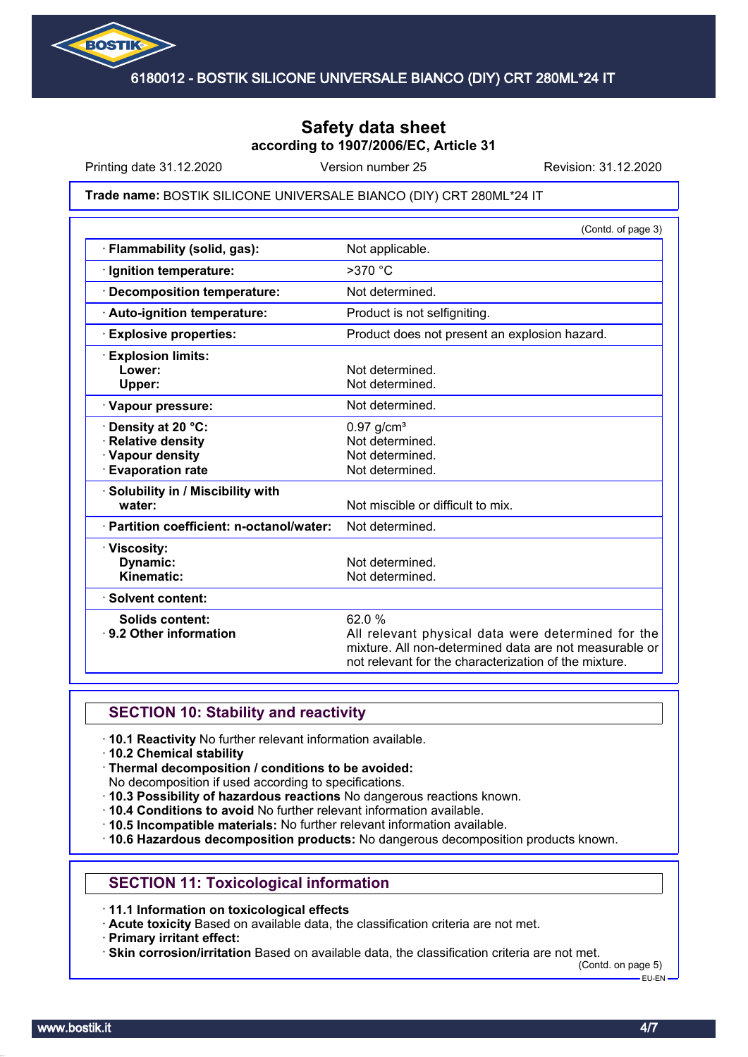# Safety data sheet

**according to 1907/2006/EC, Article 31**

Printing date 31.12.2020 | Version number 25 | Revision: 31.12.2020

**Trade name:** BOSTIK SILICONE UNIVERSALE BIANCO (DIY) CRT 280ML*24 IT

(Contd. of page 3)

| Property | Value |
|---|---|
| · **Flammability (solid, gas):** | Not applicable. |
| · **Ignition temperature:** | >370 °C |
| · **Decomposition temperature:** | Not determined. |
| · **Auto-ignition temperature:** | Product is not selfigniting. |
| · **Explosive properties:** | Product does not present an explosion hazard. |
| · **Explosion limits:** | |
| **Lower:** | Not determined. |
| **Upper:** | Not determined. |
| · **Vapour pressure:** | Not determined. |
| · **Density at 20 °C:** | 0.97 g/cm³ |
| · **Relative density** | Not determined. |
| · **Vapour density** | Not determined. |
| · **Evaporation rate** | Not determined. |
| · **Solubility in / Miscibility with water:** | Not miscible or difficult to mix. |
| · **Partition coefficient: n-octanol/water:** | Not determined. |
| · **Viscosity:** | |
| **Dynamic:** | Not determined. |
| **Kinematic:** | Not determined. |
| · **Solvent content:** | |
| **Solids content:** | 62.0 % |
| · **9.2 Other information** | All relevant physical data were determined for the mixture. All non-determined data are not measurable or not relevant for the characterization of the mixture. |

## SECTION 10: Stability and reactivity

- · **10.1 Reactivity** No further relevant information available.
- · **10.2 Chemical stability**
- · **Thermal decomposition / conditions to be avoided:**
  No decomposition if used according to specifications.
- · **10.3 Possibility of hazardous reactions** No dangerous reactions known.
- · **10.4 Conditions to avoid** No further relevant information available.
- · **10.5 Incompatible materials:** No further relevant information available.
- · **10.6 Hazardous decomposition products:** No dangerous decomposition products known.

## SECTION 11: Toxicological information

- · **11.1 Information on toxicological effects**
- · **Acute toxicity** Based on available data, the classification criteria are not met.
- · **Primary irritant effect:**
- · **Skin corrosion/irritation** Based on available data, the classification criteria are not met.

(Contd. on page 5)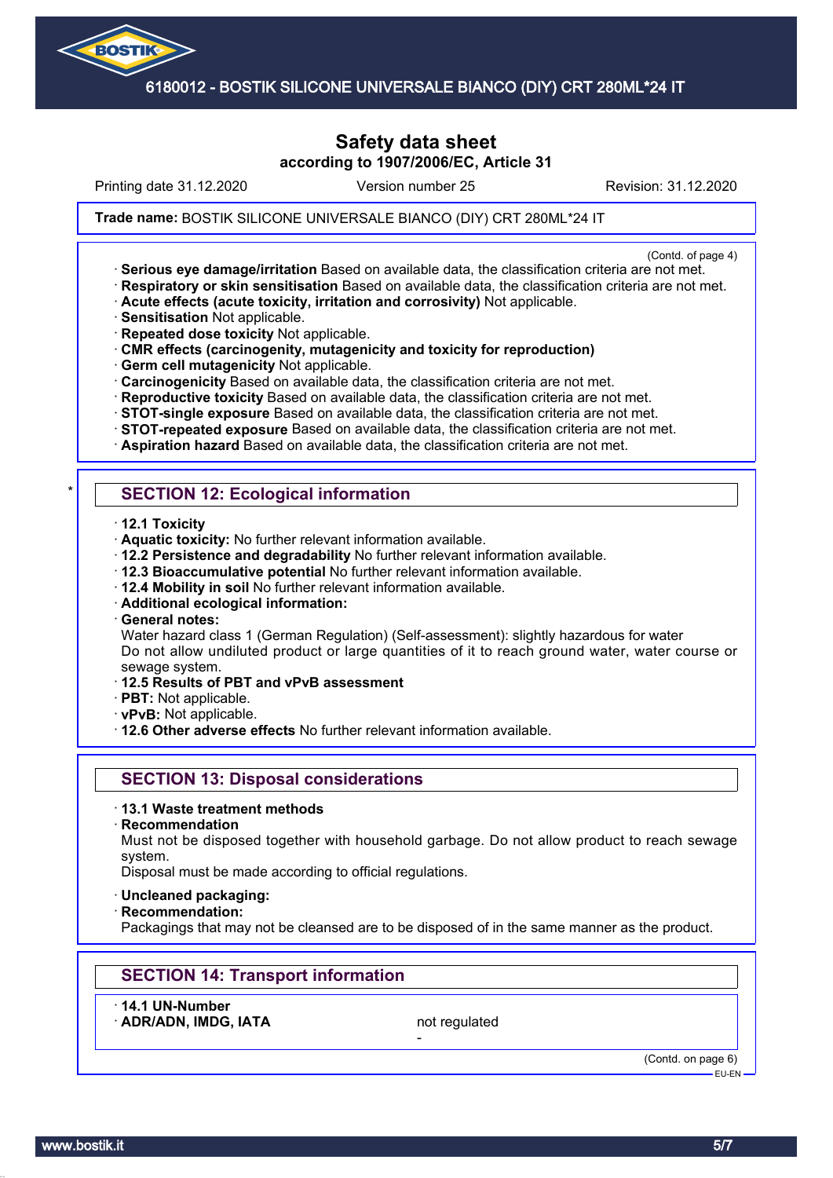(Contd. of page 4)

· **Serious eye damage/irritation** Based on available data, the classification criteria are not met.
· **Respiratory or skin sensitisation** Based on available data, the classification criteria are not met.
· **Acute effects (acute toxicity, irritation and corrosivity)** Not applicable.
· **Sensitisation** Not applicable.
· **Repeated dose toxicity** Not applicable.
· **CMR effects (carcinogenity, mutagenicity and toxicity for reproduction)**
· **Germ cell mutagenicity** Not applicable.
· **Carcinogenicity** Based on available data, the classification criteria are not met.
· **Reproductive toxicity** Based on available data, the classification criteria are not met.
· **STOT-single exposure** Based on available data, the classification criteria are not met.
· **STOT-repeated exposure** Based on available data, the classification criteria are not met.
· **Aspiration hazard** Based on available data, the classification criteria are not met.

## * SECTION 12: Ecological information

· **12.1 Toxicity**
· **Aquatic toxicity:** No further relevant information available.
· **12.2 Persistence and degradability** No further relevant information available.
· **12.3 Bioaccumulative potential** No further relevant information available.
· **12.4 Mobility in soil** No further relevant information available.
· **Additional ecological information:**
· **General notes:**
Water hazard class 1 (German Regulation) (Self-assessment): slightly hazardous for water
Do not allow undiluted product or large quantities of it to reach ground water, water course or sewage system.
· **12.5 Results of PBT and vPvB assessment**
· **PBT:** Not applicable.
· **vPvB:** Not applicable.
· **12.6 Other adverse effects** No further relevant information available.

## SECTION 13: Disposal considerations

· **13.1 Waste treatment methods**
· **Recommendation**
Must not be disposed together with household garbage. Do not allow product to reach sewage system.
Disposal must be made according to official regulations.

· **Uncleaned packaging:**
· **Recommendation:**
Packagings that may not be cleansed are to be disposed of in the same manner as the product.

## SECTION 14: Transport information

· **14.1 UN-Number**
· **ADR/ADN, IMDG, IATA** not regulated
-

(Contd. on page 6)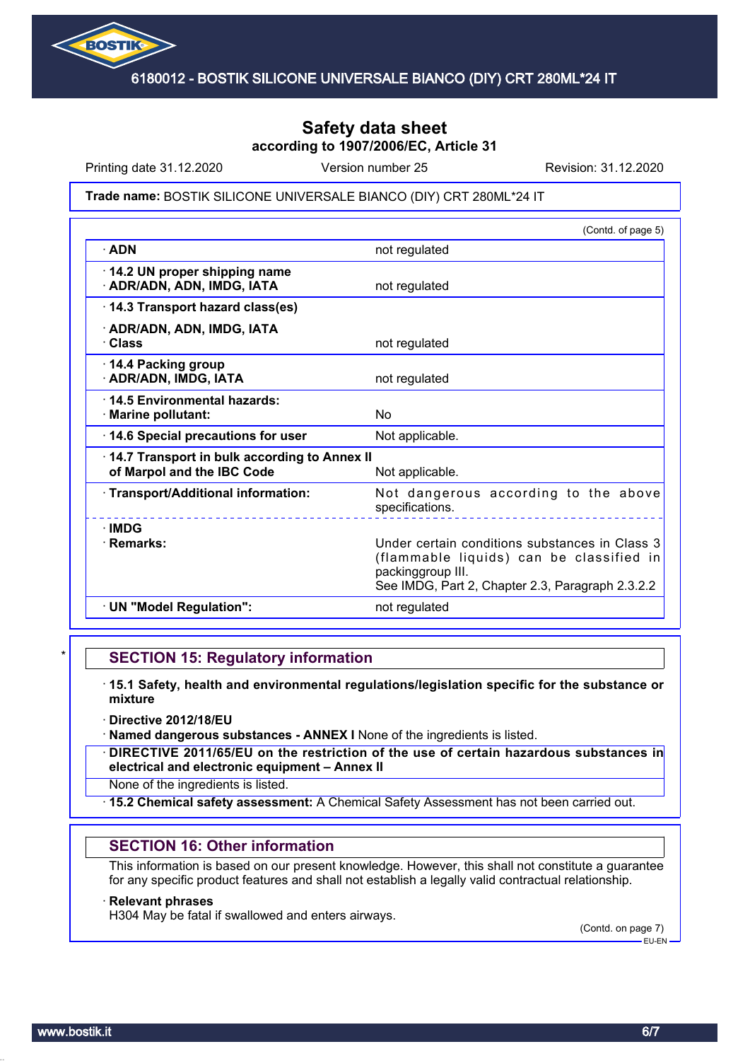Safety data sheet
according to 1907/2006/EC, Article 31

Printing date 31.12.2020 | Version number 25 | Revision: 31.12.2020

**Trade name:** BOSTIK SILICONE UNIVERSALE BIANCO (DIY) CRT 280ML*24 IT

(Contd. of page 5)

| | |
|---|---|
| · **ADN** | not regulated |
| · **14.2 UN proper shipping name** · **ADR/ADN, ADN, IMDG, IATA** | not regulated |
| · **14.3 Transport hazard class(es)** | |
| · **ADR/ADN, ADN, IMDG, IATA** · **Class** | not regulated |
| · **14.4 Packing group** · **ADR/ADN, IMDG, IATA** | not regulated |
| · **14.5 Environmental hazards:** · **Marine pollutant:** | No |
| · **14.6 Special precautions for user** | Not applicable. |
| · **14.7 Transport in bulk according to Annex II of Marpol and the IBC Code** | Not applicable. |
| · **Transport/Additional information:** | Not dangerous according to the above specifications. |
| · **IMDG** · **Remarks:** | Under certain conditions substances in Class 3 (flammable liquids) can be classified in packinggroup III. See IMDG, Part 2, Chapter 2.3, Paragraph 2.3.2.2 |
| · **UN "Model Regulation":** | not regulated |

## SECTION 15: Regulatory information

· **15.1 Safety, health and environmental regulations/legislation specific for the substance or mixture**

· **Directive 2012/18/EU**

· **Named dangerous substances - ANNEX I** None of the ingredients is listed.

· **DIRECTIVE 2011/65/EU on the restriction of the use of certain hazardous substances in electrical and electronic equipment – Annex II**

None of the ingredients is listed.

· **15.2 Chemical safety assessment:** A Chemical Safety Assessment has not been carried out.

## SECTION 16: Other information

This information is based on our present knowledge. However, this shall not constitute a guarantee for any specific product features and shall not establish a legally valid contractual relationship.

· **Relevant phrases**

H304 May be fatal if swallowed and enters airways.

(Contd. on page 7)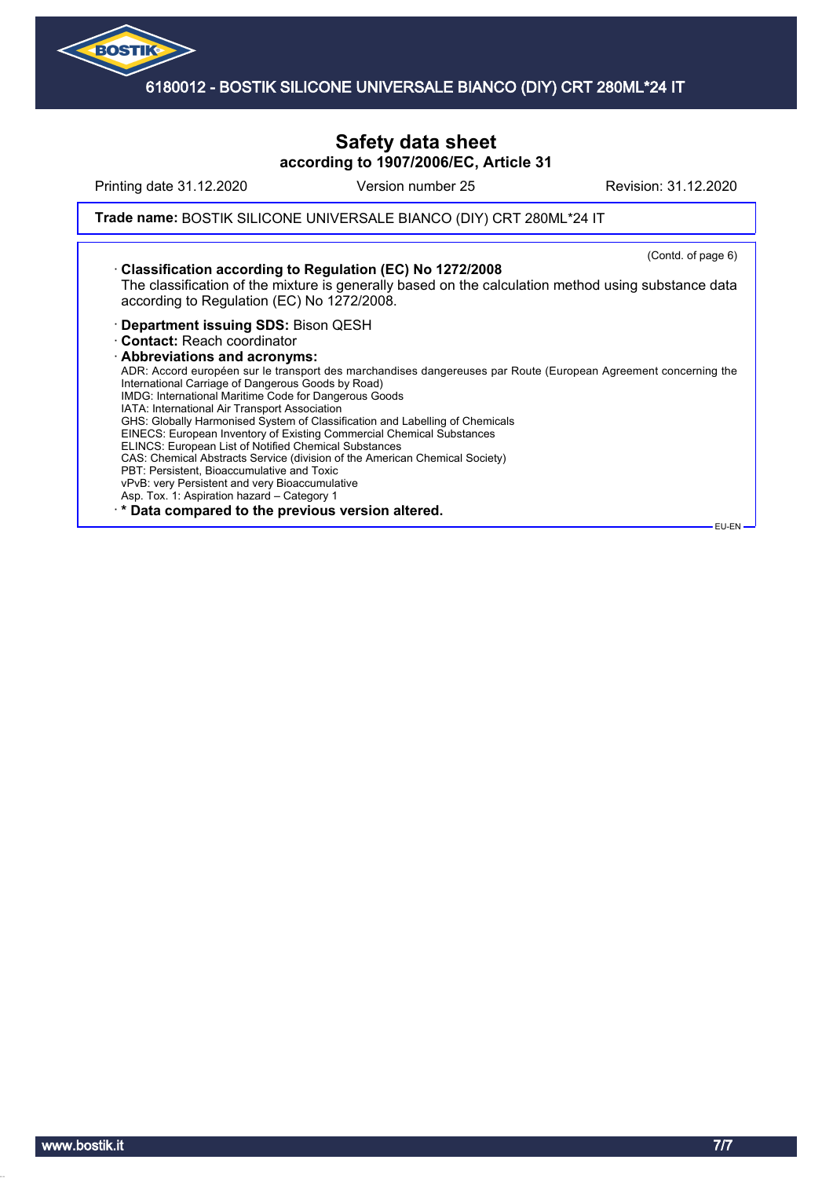# Safety data sheet
## according to 1907/2006/EC, Article 31

Printing date 31.12.2020 | Version number 25 | Revision: 31.12.2020

**Trade name:** BOSTIK SILICONE UNIVERSALE BIANCO (DIY) CRT 280ML*24 IT

(Contd. of page 6)

· **Classification according to Regulation (EC) No 1272/2008**
The classification of the mixture is generally based on the calculation method using substance data according to Regulation (EC) No 1272/2008.

· **Department issuing SDS:** Bison QESH
· **Contact:** Reach coordinator
· **Abbreviations and acronyms:**
ADR: Accord européen sur le transport des marchandises dangereuses par Route (European Agreement concerning the International Carriage of Dangerous Goods by Road)
IMDG: International Maritime Code for Dangerous Goods
IATA: International Air Transport Association
GHS: Globally Harmonised System of Classification and Labelling of Chemicals
EINECS: European Inventory of Existing Commercial Chemical Substances
ELINCS: European List of Notified Chemical Substances
CAS: Chemical Abstracts Service (division of the American Chemical Society)
PBT: Persistent, Bioaccumulative and Toxic
vPvB: very Persistent and very Bioaccumulative
Asp. Tox. 1: Aspiration hazard – Category 1
· **\* Data compared to the previous version altered.**

EU-EN